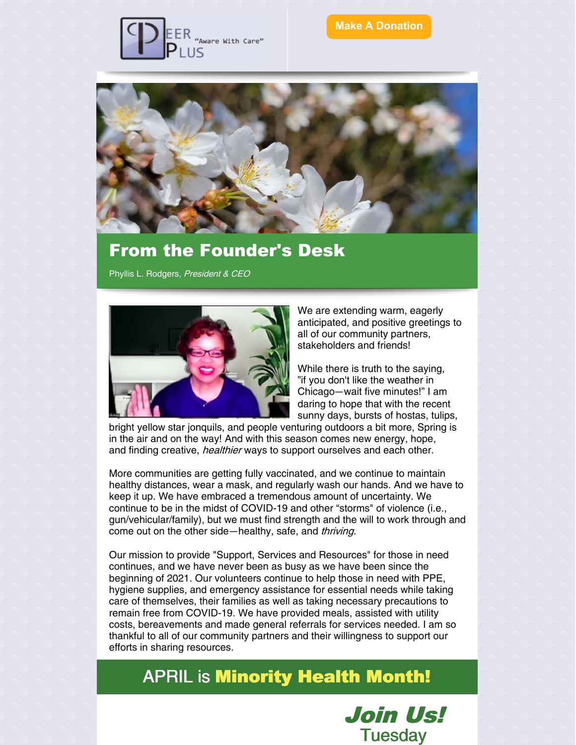PEER PLUS "Aware With Care"

Make A Donation

## From the Founder's Desk

Phyllis L. Rodgers, *President & CEO*

We are extending warm, eagerly anticipated, and positive greetings to all of our community partners, stakeholders and friends!

While there is truth to the saying, "if you don't like the weather in Chicago—wait five minutes!" I am daring to hope that with the recent sunny days, bursts of hostas, tulips, bright yellow star jonquils, and people venturing outdoors a bit more, Spring is in the air and on the way! And with this season comes new energy, hope, and finding creative, *healthier* ways to support ourselves and each other.

More communities are getting fully vaccinated, and we continue to maintain healthy distances, wear a mask, and regularly wash our hands. And we have to keep it up. We have embraced a tremendous amount of uncertainty. We continue to be in the midst of COVID-19 and other "storms" of violence (i.e., gun/vehicular/family), but we must find strength and the will to work through and come out on the other side—healthy, safe, and *thriving.*

Our mission to provide "Support, Services and Resources" for those in need continues, and we have never been as busy as we have been since the beginning of 2021. Our volunteers continue to help those in need with PPE, hygiene supplies, and emergency assistance for essential needs while taking care of themselves, their families as well as taking necessary precautions to remain free from COVID-19. We have provided meals, assisted with utility costs, bereavements and made general referrals for services needed. I am so thankful to all of our community partners and their willingness to support our efforts in sharing resources.

## APRIL is **Minority Health Month!**

***Join Us!***
Tuesday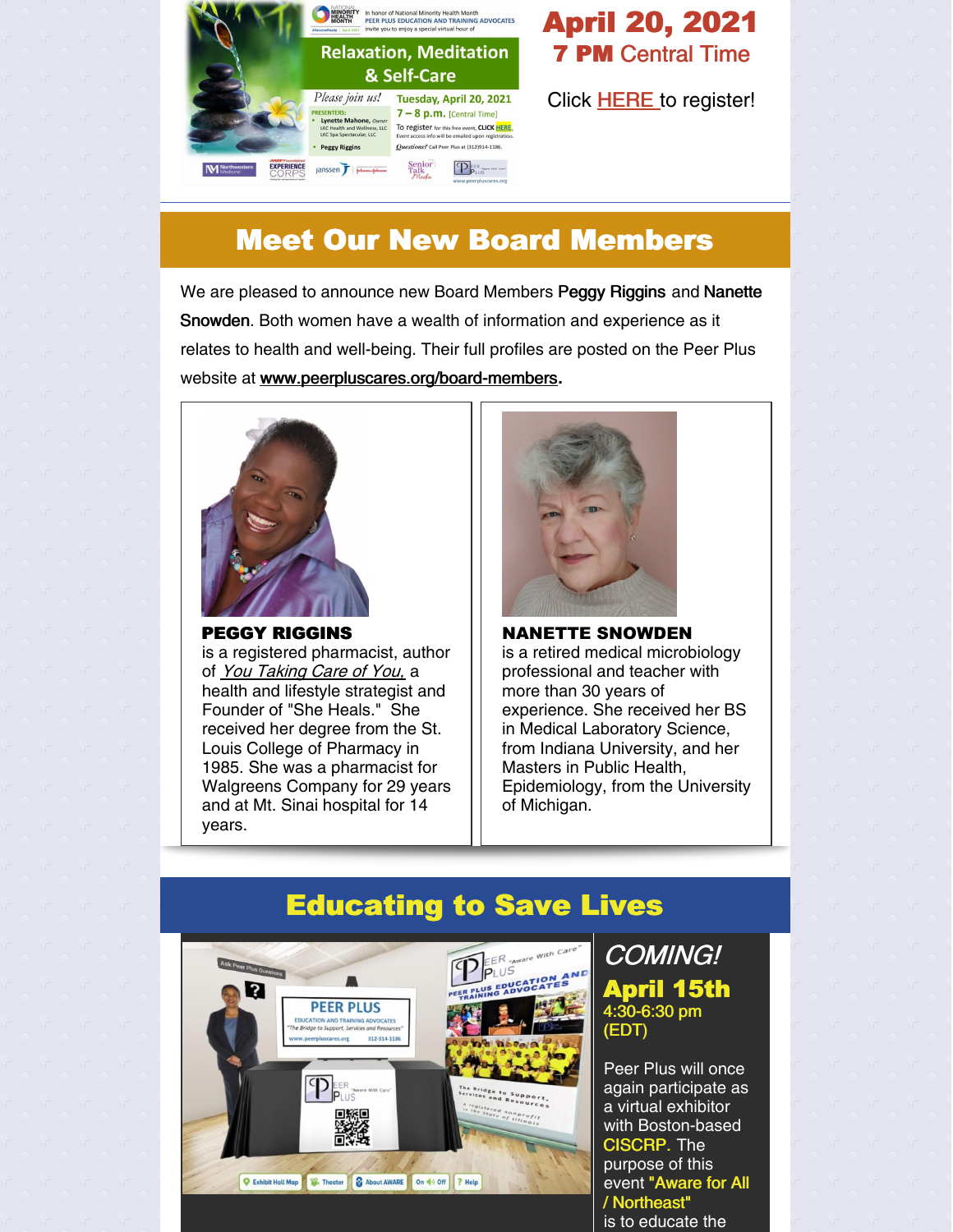**April 20, 2021**
**7 PM** Central Time

Click HERE to register!

## Meet Our New Board Members

We are pleased to announce new Board Members **Peggy Riggins** and **Nanette Snowden**. Both women have a wealth of information and experience as it relates to health and well-being. Their full profiles are posted on the Peer Plus website at **www.peerpluscares.org/board-members.**

**PEGGY RIGGINS**
is a registered pharmacist, author of *You Taking Care of You,* a health and lifestyle strategist and Founder of "She Heals." She received her degree from the St. Louis College of Pharmacy in 1985. She was a pharmacist for Walgreens Company for 29 years and at Mt. Sinai hospital for 14 years.

**NANETTE SNOWDEN**
is a retired medical microbiology professional and teacher with more than 30 years of experience. She received her BS in Medical Laboratory Science, from Indiana University, and her Masters in Public Health, Epidemiology, from the University of Michigan.

## Educating to Save Lives

*COMING!*
**April 15th**
4:30-6:30 pm (EDT)

Peer Plus will once again participate as a virtual exhibitor with Boston-based CISCRP. The purpose of this event **"Aware for All / Northeast"** is to educate the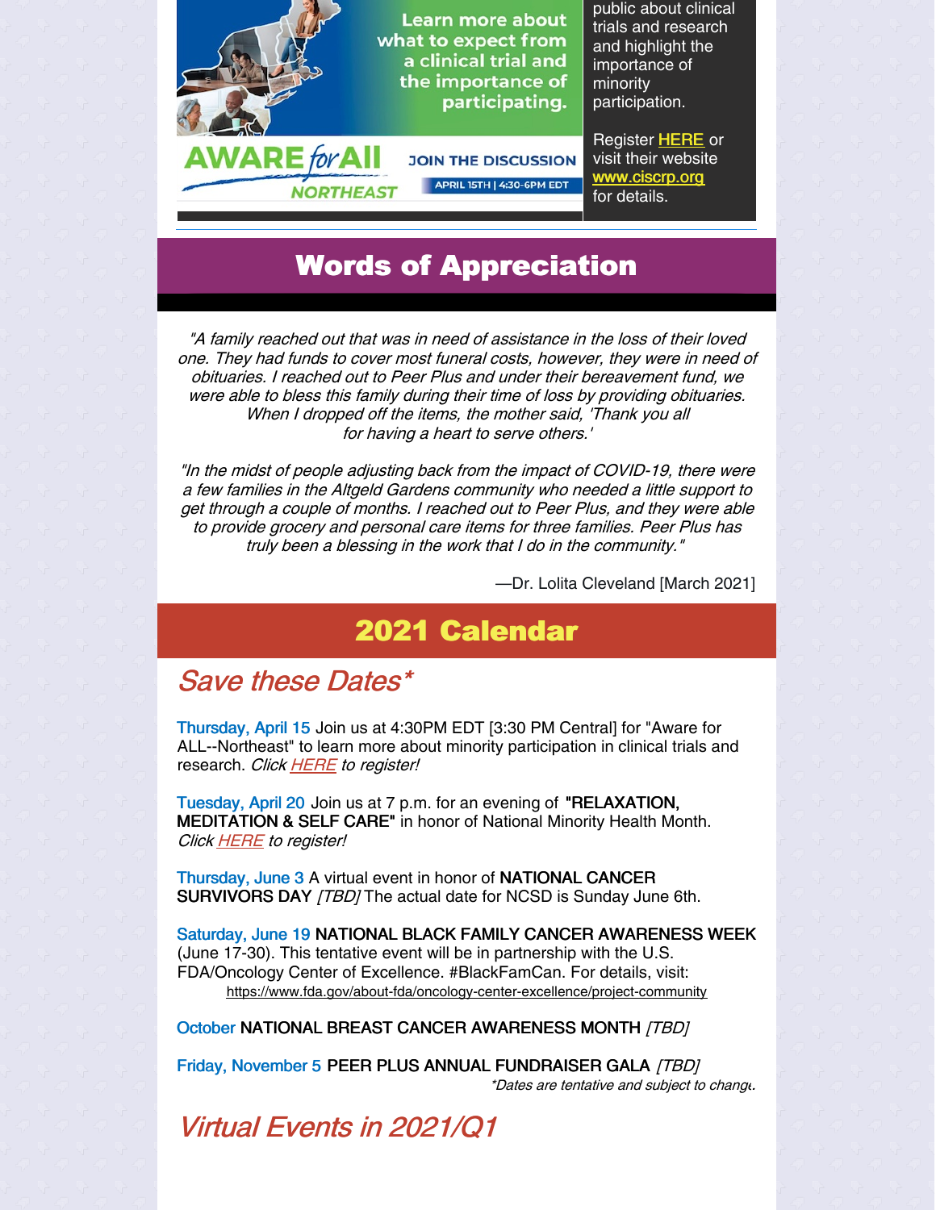Learn more about what to expect from a clinical trial and the importance of participating.

AWARE for All NORTHEAST

JOIN THE DISCUSSION

APRIL 15TH | 4:30-6PM EDT

public about clinical trials and research and highlight the importance of minority participation.

Register HERE or visit their website www.ciscrp.org for details.

## Words of Appreciation

*"A family reached out that was in need of assistance in the loss of their loved one. They had funds to cover most funeral costs, however, they were in need of obituaries. I reached out to Peer Plus and under their bereavement fund, we were able to bless this family during their time of loss by providing obituaries. When I dropped off the items, the mother said, 'Thank you all for having a heart to serve others.'*

*"In the midst of people adjusting back from the impact of COVID-19, there were a few families in the Altgeld Gardens community who needed a little support to get through a couple of months. I reached out to Peer Plus, and they were able to provide grocery and personal care items for three families. Peer Plus has truly been a blessing in the work that I do in the community."*

—Dr. Lolita Cleveland [March 2021]

## 2021 Calendar

### *Save these Dates**

Thursday, April 15 Join us at 4:30PM EDT [3:30 PM Central] for "Aware for ALL--Northeast" to learn more about minority participation in clinical trials and research. *Click HERE to register!*

Tuesday, April 20 Join us at 7 p.m. for an evening of **"RELAXATION, MEDITATION & SELF CARE"** in honor of National Minority Health Month. *Click HERE to register!*

Thursday, June 3 A virtual event in honor of NATIONAL CANCER SURVIVORS DAY *[TBD]* The actual date for NCSD is Sunday June 6th.

Saturday, June 19 NATIONAL BLACK FAMILY CANCER AWARENESS WEEK (June 17-30). This tentative event will be in partnership with the U.S. FDA/Oncology Center of Excellence. #BlackFamCan. For details, visit: https://www.fda.gov/about-fda/oncology-center-excellence/project-community

October NATIONAL BREAST CANCER AWARENESS MONTH *[TBD]*

Friday, November 5 PEER PLUS ANNUAL FUNDRAISER GALA *[TBD]*

*\*Dates are tentative and subject to change.*

### *Virtual Events in 2021/Q1*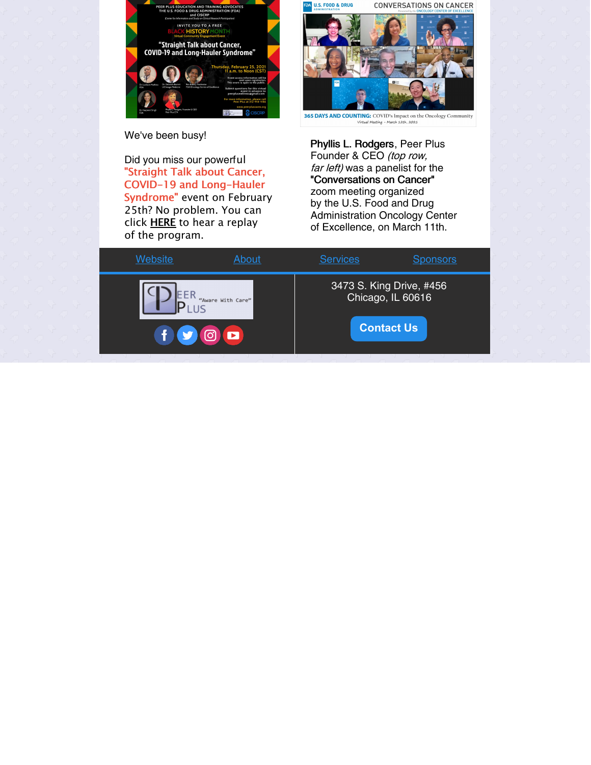We've been busy!

Did you miss our powerful **"Straight Talk about Cancer, COVID-19 and Long-Hauler Syndrome"** event on February 25th? No problem. You can click **HERE** to hear a replay of the program.

**Phyllis L. Rodgers**, Peer Plus Founder & CEO *(top row, far left)* was a panelist for the **"Conversations on Cancer"** zoom meeting organized by the U.S. Food and Drug Administration Oncology Center of Excellence, on March 11th.

Website | About | Services | Sponsors

3473 S. King Drive, #456
Chicago, IL 60616

Contact Us